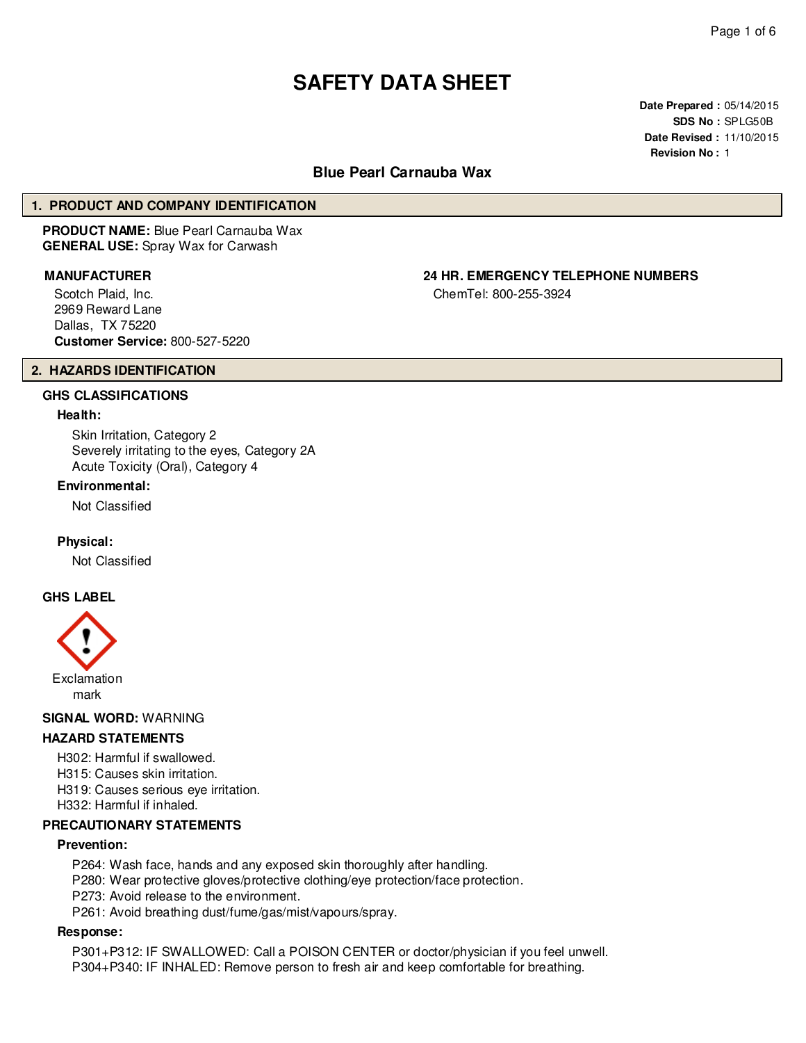# SAFETY DATA SHEET

**Date Prepared :** 05/14/2015
**SDS No :** SPLG50B
**Date Revised :** 11/10/2015
**Revision No :** 1

## Blue Pearl Carnauba Wax

## 1. PRODUCT AND COMPANY IDENTIFICATION

**PRODUCT NAME:** Blue Pearl Carnauba Wax
**GENERAL USE:** Spray Wax for Carwash

**MANUFACTURER**

Scotch Plaid, Inc.
2969 Reward Lane
Dallas, TX 75220
**Customer Service:** 800-527-5220

**24 HR. EMERGENCY TELEPHONE NUMBERS**

ChemTel: 800-255-3924

## 2. HAZARDS IDENTIFICATION

### GHS CLASSIFICATIONS

**Health:**

Skin Irritation, Category 2
Severely irritating to the eyes, Category 2A
Acute Toxicity (Oral), Category 4

**Environmental:**

Not Classified

**Physical:**

Not Classified

### GHS LABEL

Exclamation mark

**SIGNAL WORD:** WARNING

### HAZARD STATEMENTS

H302: Harmful if swallowed.
H315: Causes skin irritation.
H319: Causes serious eye irritation.
H332: Harmful if inhaled.

### PRECAUTIONARY STATEMENTS

**Prevention:**

P264: Wash face, hands and any exposed skin thoroughly after handling.
P280: Wear protective gloves/protective clothing/eye protection/face protection.
P273: Avoid release to the environment.
P261: Avoid breathing dust/fume/gas/mist/vapours/spray.

**Response:**

P301+P312: IF SWALLOWED: Call a POISON CENTER or doctor/physician if you feel unwell.
P304+P340: IF INHALED: Remove person to fresh air and keep comfortable for breathing.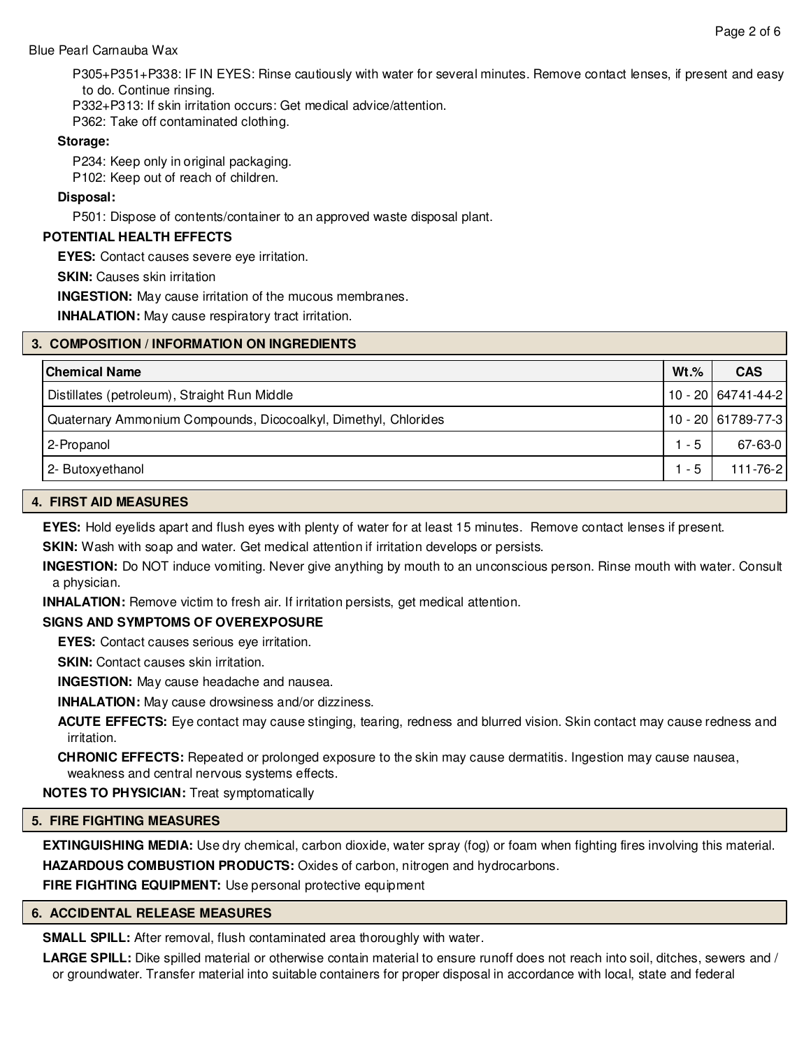P305+P351+P338: IF IN EYES: Rinse cautiously with water for several minutes. Remove contact lenses, if present and easy to do. Continue rinsing.

P332+P313: If skin irritation occurs: Get medical advice/attention.

P362: Take off contaminated clothing.

**Storage:**

P234: Keep only in original packaging.

P102: Keep out of reach of children.

**Disposal:**

P501: Dispose of contents/container to an approved waste disposal plant.

**POTENTIAL HEALTH EFFECTS**

**EYES:** Contact causes severe eye irritation.

**SKIN:** Causes skin irritation

**INGESTION:** May cause irritation of the mucous membranes.

**INHALATION:** May cause respiratory tract irritation.

## 3. COMPOSITION / INFORMATION ON INGREDIENTS

| Chemical Name | Wt.% | CAS |
|---|---|---|
| Distillates (petroleum), Straight Run Middle | 10 - 20 | 64741-44-2 |
| Quaternary Ammonium Compounds, Dicocoalkyl, Dimethyl, Chlorides | 10 - 20 | 61789-77-3 |
| 2-Propanol | 1 - 5 | 67-63-0 |
| 2- Butoxyethanol | 1 - 5 | 111-76-2 |

## 4. FIRST AID MEASURES

**EYES:** Hold eyelids apart and flush eyes with plenty of water for at least 15 minutes. Remove contact lenses if present.

**SKIN:** Wash with soap and water. Get medical attention if irritation develops or persists.

**INGESTION:** Do NOT induce vomiting. Never give anything by mouth to an unconscious person. Rinse mouth with water. Consult a physician.

**INHALATION:** Remove victim to fresh air. If irritation persists, get medical attention.

**SIGNS AND SYMPTOMS OF OVEREXPOSURE**

**EYES:** Contact causes serious eye irritation.

**SKIN:** Contact causes skin irritation.

**INGESTION:** May cause headache and nausea.

**INHALATION:** May cause drowsiness and/or dizziness.

**ACUTE EFFECTS:** Eye contact may cause stinging, tearing, redness and blurred vision. Skin contact may cause redness and irritation.

**CHRONIC EFFECTS:** Repeated or prolonged exposure to the skin may cause dermatitis. Ingestion may cause nausea, weakness and central nervous systems effects.

**NOTES TO PHYSICIAN:** Treat symptomatically

## 5. FIRE FIGHTING MEASURES

**EXTINGUISHING MEDIA:** Use dry chemical, carbon dioxide, water spray (fog) or foam when fighting fires involving this material.

**HAZARDOUS COMBUSTION PRODUCTS:** Oxides of carbon, nitrogen and hydrocarbons.

**FIRE FIGHTING EQUIPMENT:** Use personal protective equipment

## 6. ACCIDENTAL RELEASE MEASURES

**SMALL SPILL:** After removal, flush contaminated area thoroughly with water.

**LARGE SPILL:** Dike spilled material or otherwise contain material to ensure runoff does not reach into soil, ditches, sewers and / or groundwater. Transfer material into suitable containers for proper disposal in accordance with local, state and federal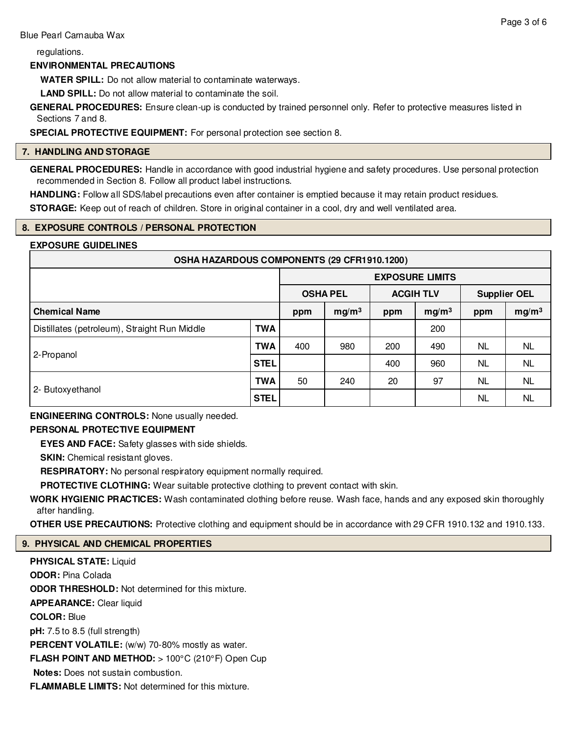regulations.

**ENVIRONMENTAL PRECAUTIONS**

**WATER SPILL:** Do not allow material to contaminate waterways.

**LAND SPILL:** Do not allow material to contaminate the soil.

**GENERAL PROCEDURES:** Ensure clean-up is conducted by trained personnel only. Refer to protective measures listed in Sections 7 and 8.

**SPECIAL PROTECTIVE EQUIPMENT:** For personal protection see section 8.

## 7. HANDLING AND STORAGE

**GENERAL PROCEDURES:** Handle in accordance with good industrial hygiene and safety procedures. Use personal protection recommended in Section 8. Follow all product label instructions.

**HANDLING:** Follow all SDS/label precautions even after container is emptied because it may retain product residues.

**STORAGE:** Keep out of reach of children. Store in original container in a cool, dry and well ventilated area.

## 8. EXPOSURE CONTROLS / PERSONAL PROTECTION

**EXPOSURE GUIDELINES**

| OSHA HAZARDOUS COMPONENTS (29 CFR1910.1200) | | | | | | | | |
|---|---|---|---|---|---|---|---|---|
| | | EXPOSURE LIMITS | | | | | | |
| | | OSHA PEL | | ACGIH TLV | | Supplier OEL | | |
| **Chemical Name** | | ppm | $mg/m^3$ | ppm | $mg/m^3$ | ppm | $mg/m^3$ | |
| Distillates (petroleum), Straight Run Middle | TWA | | | | 200 | | | |
| 2-Propanol | TWA | 400 | 980 | 200 | 490 | NL | NL | |
| | STEL | | | 400 | 960 | NL | NL | |
| 2- Butoxyethanol | TWA | 50 | 240 | 20 | 97 | NL | NL | |
| | STEL | | | | | NL | NL | |

**ENGINEERING CONTROLS:** None usually needed.

**PERSONAL PROTECTIVE EQUIPMENT**

**EYES AND FACE:** Safety glasses with side shields.

**SKIN:** Chemical resistant gloves.

**RESPIRATORY:** No personal respiratory equipment normally required.

**PROTECTIVE CLOTHING:** Wear suitable protective clothing to prevent contact with skin.

**WORK HYGIENIC PRACTICES:** Wash contaminated clothing before reuse. Wash face, hands and any exposed skin thoroughly after handling.

**OTHER USE PRECAUTIONS:** Protective clothing and equipment should be in accordance with 29 CFR 1910.132 and 1910.133.

## 9. PHYSICAL AND CHEMICAL PROPERTIES

**PHYSICAL STATE:** Liquid

**ODOR:** Pina Colada

**ODOR THRESHOLD:** Not determined for this mixture.

**APPEARANCE:** Clear liquid

**COLOR:** Blue

**pH:** 7.5 to 8.5 (full strength)

**PERCENT VOLATILE:** (w/w) 70-80% mostly as water.

**FLASH POINT AND METHOD:** > 100°C (210°F) Open Cup

**Notes:** Does not sustain combustion.

**FLAMMABLE LIMITS:** Not determined for this mixture.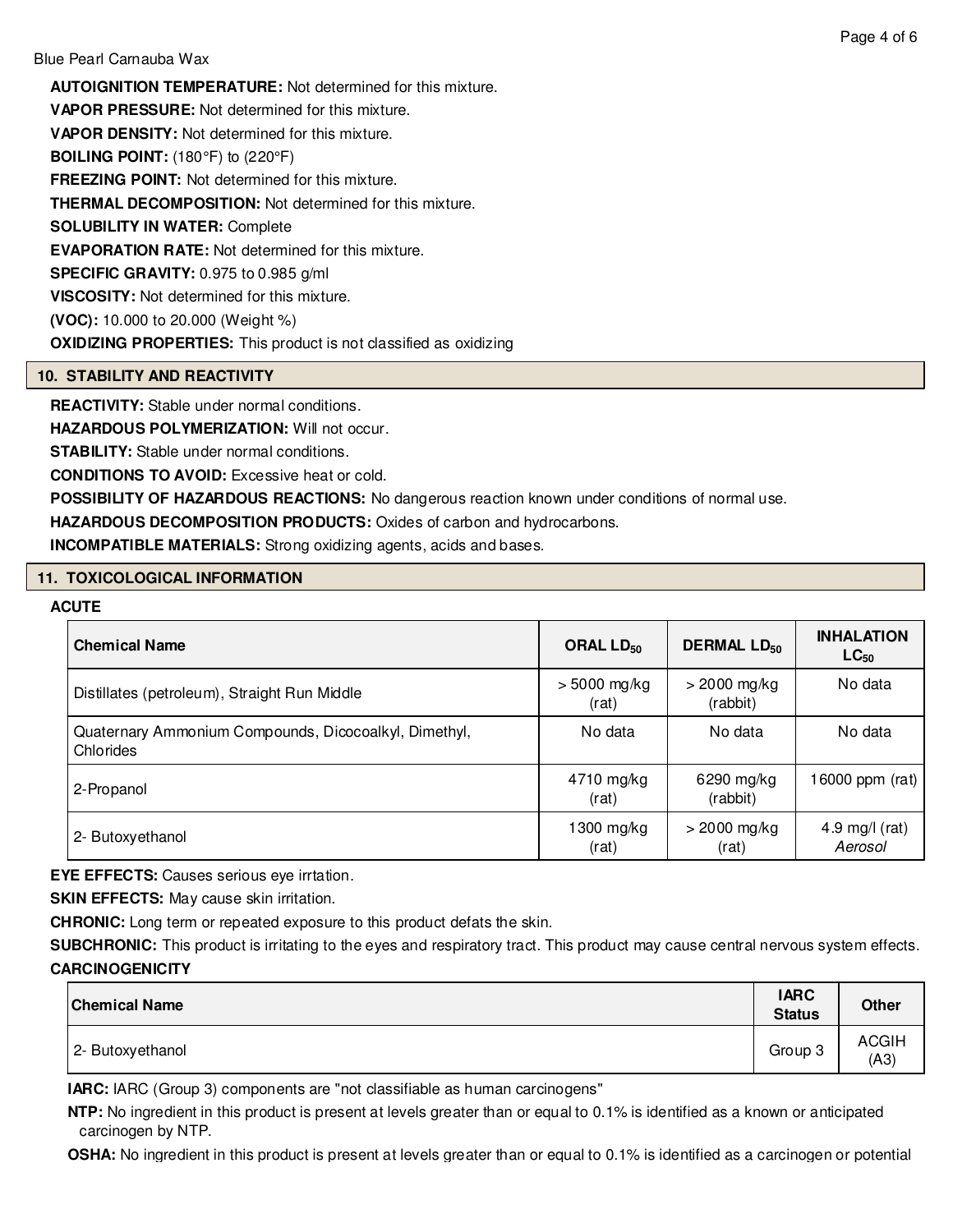**AUTOIGNITION TEMPERATURE:** Not determined for this mixture.

**VAPOR PRESSURE:** Not determined for this mixture.

**VAPOR DENSITY:** Not determined for this mixture.

**BOILING POINT:** (180°F) to (220°F)

**FREEZING POINT:** Not determined for this mixture.

**THERMAL DECOMPOSITION:** Not determined for this mixture.

**SOLUBILITY IN WATER:** Complete

**EVAPORATION RATE:** Not determined for this mixture.

**SPECIFIC GRAVITY:** 0.975 to 0.985 g/ml

**VISCOSITY:** Not determined for this mixture.

**(VOC):** 10.000 to 20.000 (Weight %)

**OXIDIZING PROPERTIES:** This product is not classified as oxidizing

## 10. STABILITY AND REACTIVITY

**REACTIVITY:** Stable under normal conditions.

**HAZARDOUS POLYMERIZATION:** Will not occur.

**STABILITY:** Stable under normal conditions.

**CONDITIONS TO AVOID:** Excessive heat or cold.

**POSSIBILITY OF HAZARDOUS REACTIONS:** No dangerous reaction known under conditions of normal use.

**HAZARDOUS DECOMPOSITION PRODUCTS:** Oxides of carbon and hydrocarbons.

**INCOMPATIBLE MATERIALS:** Strong oxidizing agents, acids and bases.

## 11. TOXICOLOGICAL INFORMATION

**ACUTE**

| Chemical Name | ORAL $LD_{50}$ | DERMAL $LD_{50}$ | INHALATION $LC_{50}$ |
|---|---|---|---|
| Distillates (petroleum), Straight Run Middle | > 5000 mg/kg (rat) | > 2000 mg/kg (rabbit) | No data |
| Quaternary Ammonium Compounds, Dicocoalkyl, Dimethyl, Chlorides | No data | No data | No data |
| 2-Propanol | 4710 mg/kg (rat) | 6290 mg/kg (rabbit) | 16000 ppm (rat) |
| 2- Butoxyethanol | 1300 mg/kg (rat) | > 2000 mg/kg (rat) | 4.9 mg/l (rat) *Aerosol* |

**EYE EFFECTS:** Causes serious eye irrtation.

**SKIN EFFECTS:** May cause skin irritation.

**CHRONIC:** Long term or repeated exposure to this product defats the skin.

**SUBCHRONIC:** This product is irritating to the eyes and respiratory tract. This product may cause central nervous system effects.

**CARCINOGENICITY**

| Chemical Name | IARC Status | Other |
|---|---|---|
| 2- Butoxyethanol | Group 3 | ACGIH (A3) |

**IARC:** IARC (Group 3) components are "not classifiable as human carcinogens"

**NTP:** No ingredient in this product is present at levels greater than or equal to 0.1% is identified as a known or anticipated carcinogen by NTP.

**OSHA:** No ingredient in this product is present at levels greater than or equal to 0.1% is identified as a carcinogen or potential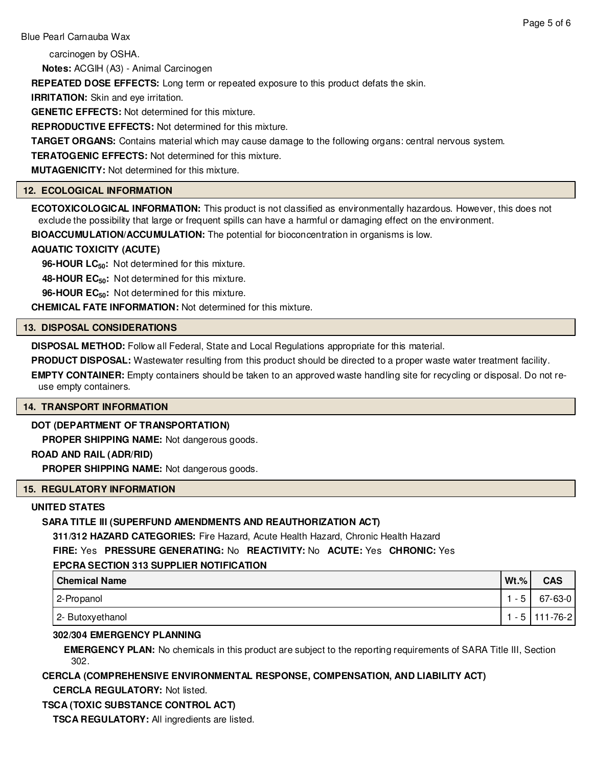carcinogen by OSHA.

**Notes:** ACGIH (A3) - Animal Carcinogen

**REPEATED DOSE EFFECTS:** Long term or repeated exposure to this product defats the skin.

**IRRITATION:** Skin and eye irritation.

**GENETIC EFFECTS:** Not determined for this mixture.

**REPRODUCTIVE EFFECTS:** Not determined for this mixture.

**TARGET ORGANS:** Contains material which may cause damage to the following organs: central nervous system.

**TERATOGENIC EFFECTS:** Not determined for this mixture.

**MUTAGENICITY:** Not determined for this mixture.

## 12. ECOLOGICAL INFORMATION

**ECOTOXICOLOGICAL INFORMATION:** This product is not classified as environmentally hazardous. However, this does not exclude the possibility that large or frequent spills can have a harmful or damaging effect on the environment.

**BIOACCUMULATION/ACCUMULATION:** The potential for bioconcentration in organisms is low.

**AQUATIC TOXICITY (ACUTE)**

**96-HOUR $LC_{50}$:** Not determined for this mixture.

**48-HOUR $EC_{50}$:** Not determined for this mixture.

**96-HOUR $EC_{50}$:** Not determined for this mixture.

**CHEMICAL FATE INFORMATION:** Not determined for this mixture.

## 13. DISPOSAL CONSIDERATIONS

**DISPOSAL METHOD:** Follow all Federal, State and Local Regulations appropriate for this material.

**PRODUCT DISPOSAL:** Wastewater resulting from this product should be directed to a proper waste water treatment facility.

**EMPTY CONTAINER:** Empty containers should be taken to an approved waste handling site for recycling or disposal. Do not re-use empty containers.

## 14. TRANSPORT INFORMATION

**DOT (DEPARTMENT OF TRANSPORTATION)**

**PROPER SHIPPING NAME:** Not dangerous goods.

**ROAD AND RAIL (ADR/RID)**

**PROPER SHIPPING NAME:** Not dangerous goods.

## 15. REGULATORY INFORMATION

**UNITED STATES**

**SARA TITLE III (SUPERFUND AMENDMENTS AND REAUTHORIZATION ACT)**

**311/312 HAZARD CATEGORIES:** Fire Hazard, Acute Health Hazard, Chronic Health Hazard

**FIRE:** Yes **PRESSURE GENERATING:** No **REACTIVITY:** No **ACUTE:** Yes **CHRONIC:** Yes

**EPCRA SECTION 313 SUPPLIER NOTIFICATION**

| Chemical Name | Wt.% | CAS |
|---|---|---|
| 2-Propanol | 1 - 5 | 67-63-0 |
| 2- Butoxyethanol | 1 - 5 | 111-76-2 |

**302/304 EMERGENCY PLANNING**

**EMERGENCY PLAN:** No chemicals in this product are subject to the reporting requirements of SARA Title III, Section 302.

**CERCLA (COMPREHENSIVE ENVIRONMENTAL RESPONSE, COMPENSATION, AND LIABILITY ACT)**

**CERCLA REGULATORY:** Not listed.

**TSCA (TOXIC SUBSTANCE CONTROL ACT)**

**TSCA REGULATORY:** All ingredients are listed.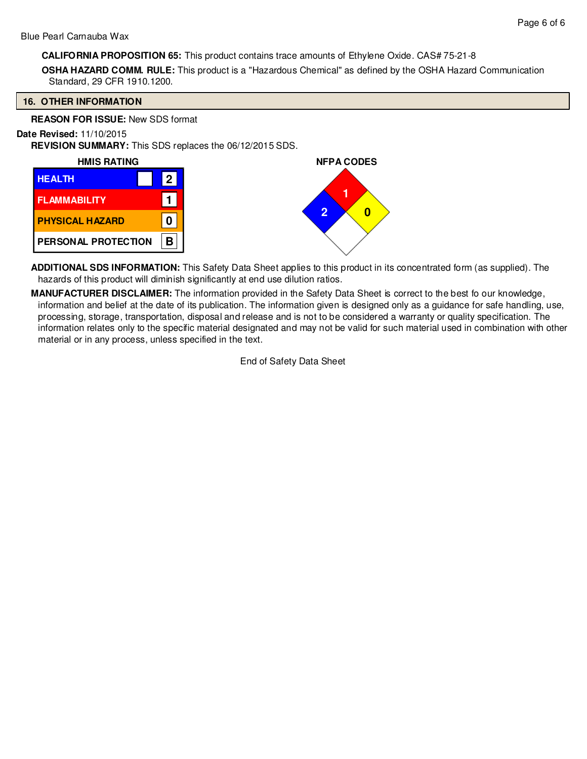**CALIFORNIA PROPOSITION 65:** This product contains trace amounts of Ethylene Oxide. CAS# 75-21-8

**OSHA HAZARD COMM. RULE:** This product is a "Hazardous Chemical" as defined by the OSHA Hazard Communication Standard, 29 CFR 1910.1200.

## 16. OTHER INFORMATION

**REASON FOR ISSUE:** New SDS format

**Date Revised:** 11/10/2015

**REVISION SUMMARY:** This SDS replaces the 06/12/2015 SDS.

**HMIS RATING**

| | | |
|---|---|---|
| HEALTH | | 2 |
| FLAMMABILITY | | 1 |
| PHYSICAL HAZARD | | 0 |
| PERSONAL PROTECTION | | B |

**NFPA CODES**

1
2
0

**ADDITIONAL SDS INFORMATION:** This Safety Data Sheet applies to this product in its concentrated form (as supplied). The hazards of this product will diminish significantly at end use dilution ratios.

**MANUFACTURER DISCLAIMER:** The information provided in the Safety Data Sheet is correct to the best fo our knowledge, information and belief at the date of its publication. The information given is designed only as a guidance for safe handling, use, processing, storage, transportation, disposal and release and is not to be considered a warranty or quality specification. The information relates only to the specific material designated and may not be valid for such material used in combination with other material or in any process, unless specified in the text.

End of Safety Data Sheet